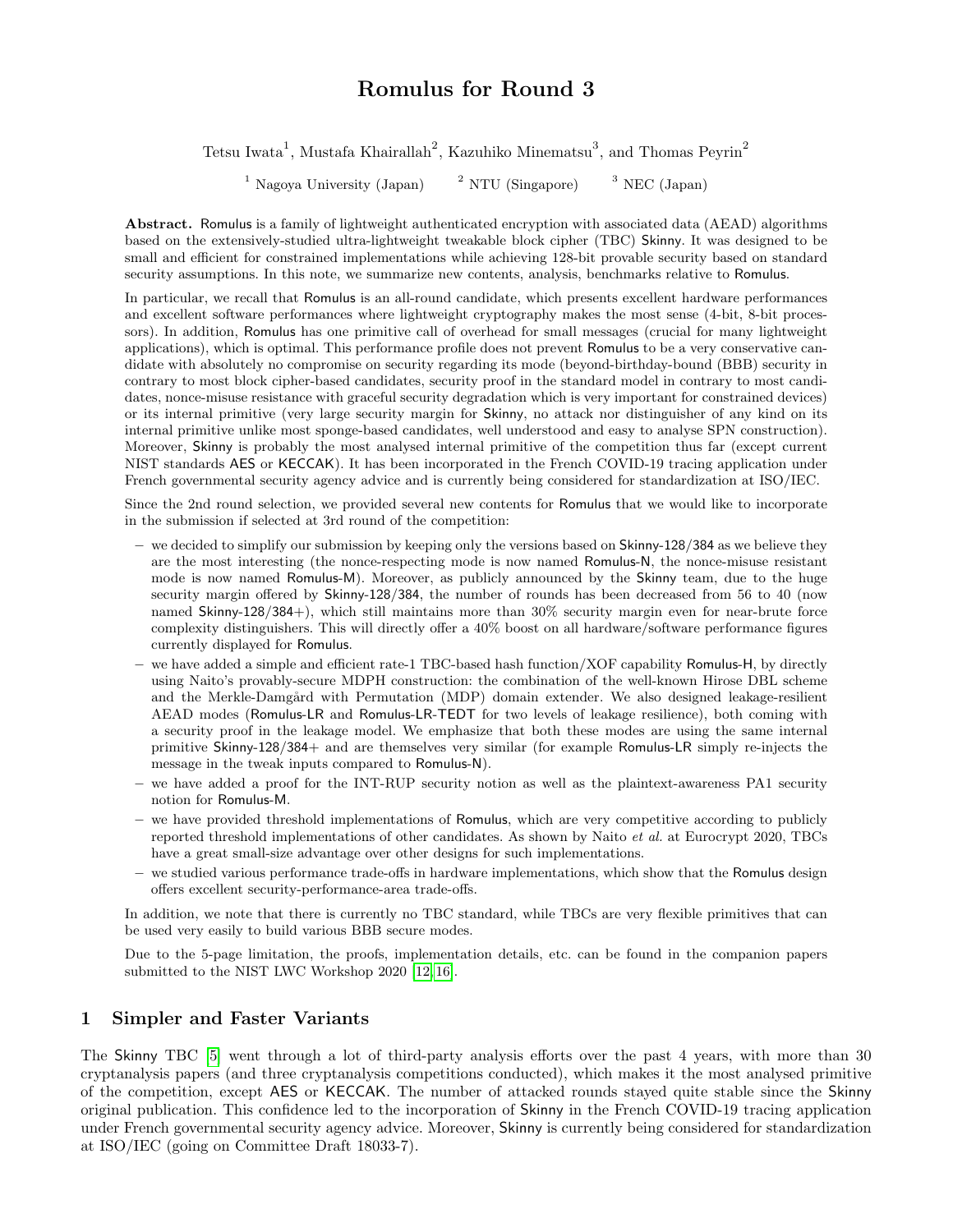# Romulus for Round 3

Tetsu Iwata[1], Mustafa Khairallah[2], Kazuhiko Minematsu[3], and Thomas Peyrin[2]

[1] Nagoya University (Japan) [2] NTU (Singapore) [3] NEC (Japan)

**Abstract.** Romulus is a family of lightweight authenticated encryption with associated data (AEAD) algorithms based on the extensively-studied ultra-lightweight tweakable block cipher (TBC) Skinny. It was designed to be small and efficient for constrained implementations while achieving 128-bit provable security based on standard security assumptions. In this note, we summarize new contents, analysis, benchmarks relative to Romulus.

In particular, we recall that Romulus is an all-round candidate, which presents excellent hardware performances and excellent software performances where lightweight cryptography makes the most sense (4-bit, 8-bit processors). In addition, Romulus has one primitive call of overhead for small messages (crucial for many lightweight applications), which is optimal. This performance profile does not prevent Romulus to be a very conservative candidate with absolutely no compromise on security regarding its mode (beyond-birthday-bound (BBB) security in contrary to most block cipher-based candidates, security proof in the standard model in contrary to most candidates, nonce-misuse resistance with graceful security degradation which is very important for constrained devices) or its internal primitive (very large security margin for Skinny, no attack nor distinguisher of any kind on its internal primitive unlike most sponge-based candidates, well understood and easy to analyse SPN construction). Moreover, Skinny is probably the most analysed internal primitive of the competition thus far (except current NIST standards AES or KECCAK). It has been incorporated in the French COVID-19 tracing application under French governmental security agency advice and is currently being considered for standardization at ISO/IEC.

Since the 2nd round selection, we provided several new contents for Romulus that we would like to incorporate in the submission if selected at 3rd round of the competition:

- we decided to simplify our submission by keeping only the versions based on Skinny-128/384 as we believe they are the most interesting (the nonce-respecting mode is now named Romulus-N, the nonce-misuse resistant mode is now named Romulus-M). Moreover, as publicly announced by the Skinny team, due to the huge security margin offered by Skinny-128/384, the number of rounds has been decreased from 56 to 40 (now named Skinny-128/384+), which still maintains more than 30% security margin even for near-brute force complexity distinguishers. This will directly offer a 40% boost on all hardware/software performance figures currently displayed for Romulus.
- we have added a simple and efficient rate-1 TBC-based hash function/XOF capability Romulus-H, by directly using Naito's provably-secure MDPH construction: the combination of the well-known Hirose DBL scheme and the Merkle-Damgård with Permutation (MDP) domain extender. We also designed leakage-resilient AEAD modes (Romulus-LR and Romulus-LR-TEDT for two levels of leakage resilience), both coming with a security proof in the leakage model. We emphasize that both these modes are using the same internal primitive Skinny-128/384+ and are themselves very similar (for example Romulus-LR simply re-injects the message in the tweak inputs compared to Romulus-N).
- we have added a proof for the INT-RUP security notion as well as the plaintext-awareness PA1 security notion for Romulus-M.
- we have provided threshold implementations of Romulus, which are very competitive according to publicly reported threshold implementations of other candidates. As shown by Naito *et al.* at Eurocrypt 2020, TBCs have a great small-size advantage over other designs for such implementations.
- we studied various performance trade-offs in hardware implementations, which show that the Romulus design offers excellent security-performance-area trade-offs.

In addition, we note that there is currently no TBC standard, while TBCs are very flexible primitives that can be used very easily to build various BBB secure modes.

Due to the 5-page limitation, the proofs, implementation details, etc. can be found in the companion papers submitted to the NIST LWC Workshop 2020 [12,16].

## 1 Simpler and Faster Variants

The Skinny TBC [5] went through a lot of third-party analysis efforts over the past 4 years, with more than 30 cryptanalysis papers (and three cryptanalysis competitions conducted), which makes it the most analysed primitive of the competition, except AES or KECCAK. The number of attacked rounds stayed quite stable since the Skinny original publication. This confidence led to the incorporation of Skinny in the French COVID-19 tracing application under French governmental security agency advice. Moreover, Skinny is currently being considered for standardization at ISO/IEC (going on Committee Draft 18033-7).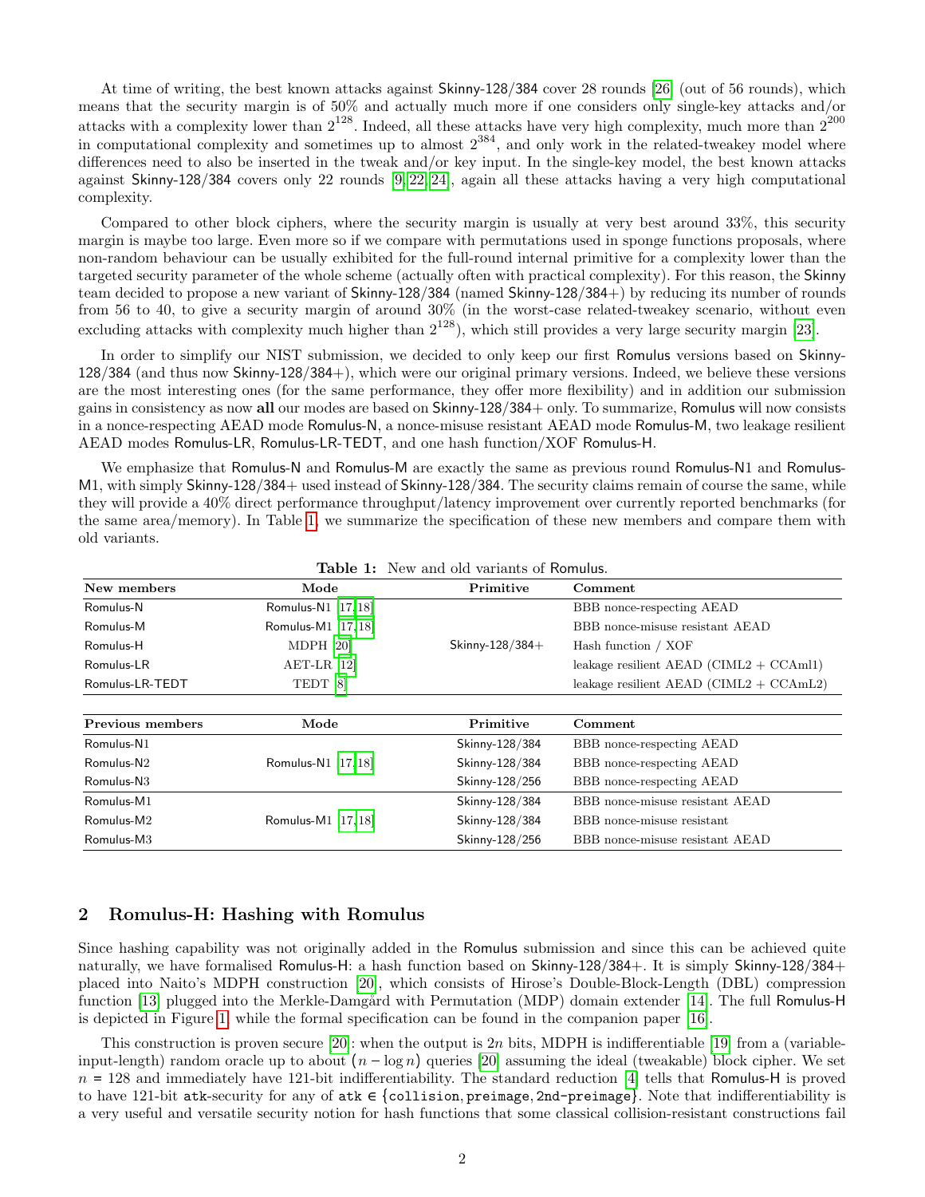At time of writing, the best known attacks against Skinny-128/384 cover 28 rounds [26] (out of 56 rounds), which means that the security margin is of 50% and actually much more if one considers only single-key attacks and/or attacks with a complexity lower than $2^{128}$. Indeed, all these attacks have very high complexity, much more than $2^{200}$ in computational complexity and sometimes up to almost $2^{384}$, and only work in the related-tweakey model where differences need to also be inserted in the tweak and/or key input. In the single-key model, the best known attacks against Skinny-128/384 covers only 22 rounds [9,22,24], again all these attacks having a very high computational complexity.

Compared to other block ciphers, where the security margin is usually at very best around 33%, this security margin is maybe too large. Even more so if we compare with permutations used in sponge functions proposals, where non-random behaviour can be usually exhibited for the full-round internal primitive for a complexity lower than the targeted security parameter of the whole scheme (actually often with practical complexity). For this reason, the Skinny team decided to propose a new variant of Skinny-128/384 (named Skinny-128/384+) by reducing its number of rounds from 56 to 40, to give a security margin of around 30% (in the worst-case related-tweakey scenario, without even excluding attacks with complexity much higher than $2^{128}$), which still provides a very large security margin [23].

In order to simplify our NIST submission, we decided to only keep our first Romulus versions based on Skinny-128/384 (and thus now Skinny-128/384+), which were our original primary versions. Indeed, we believe these versions are the most interesting ones (for the same performance, they offer more flexibility) and in addition our submission gains in consistency as now **all** our modes are based on Skinny-128/384+ only. To summarize, Romulus will now consists in a nonce-respecting AEAD mode Romulus-N, a nonce-misuse resistant AEAD mode Romulus-M, two leakage resilient AEAD modes Romulus-LR, Romulus-LR-TEDT, and one hash function/XOF Romulus-H.

We emphasize that Romulus-N and Romulus-M are exactly the same as previous round Romulus-N1 and Romulus-M1, with simply Skinny-128/384+ used instead of Skinny-128/384. The security claims remain of course the same, while they will provide a 40% direct performance throughput/latency improvement over currently reported benchmarks (for the same area/memory). In Table 1, we summarize the specification of these new members and compare them with old variants.

**Table 1:** New and old variants of Romulus.

| New members | Mode | Primitive | Comment |
|---|---|---|---|
| Romulus-N | Romulus-N1 [17,18] | | BBB nonce-respecting AEAD |
| Romulus-M | Romulus-M1 [17,18] | | BBB nonce-misuse resistant AEAD |
| Romulus-H | MDPH [20] | Skinny-128/384+ | Hash function / XOF |
| Romulus-LR | AET-LR [12] | | leakage resilient AEAD (CIML2 + CCAml1) |
| Romulus-LR-TEDT | TEDT [8] | | leakage resilient AEAD (CIML2 + CCAmL2) |

| Previous members | Mode | Primitive | Comment |
|---|---|---|---|
| Romulus-N1 | | Skinny-128/384 | BBB nonce-respecting AEAD |
| Romulus-N2 | Romulus-N1 [17,18] | Skinny-128/384 | BBB nonce-respecting AEAD |
| Romulus-N3 | | Skinny-128/256 | BBB nonce-respecting AEAD |
| Romulus-M1 | | Skinny-128/384 | BBB nonce-misuse resistant AEAD |
| Romulus-M2 | Romulus-M1 [17,18] | Skinny-128/384 | BBB nonce-misuse resistant |
| Romulus-M3 | | Skinny-128/256 | BBB nonce-misuse resistant AEAD |

## 2 Romulus-H: Hashing with Romulus

Since hashing capability was not originally added in the Romulus submission and since this can be achieved quite naturally, we have formalised Romulus-H: a hash function based on Skinny-128/384+. It is simply Skinny-128/384+ placed into Naito's MDPH construction [20], which consists of Hirose's Double-Block-Length (DBL) compression function [13] plugged into the Merkle-Damgård with Permutation (MDP) domain extender [14]. The full Romulus-H is depicted in Figure 1, while the formal specification can be found in the companion paper [16].

This construction is proven secure [20]: when the output is $2n$ bits, MDPH is indifferentiable [19] from a (variable-input-length) random oracle up to about $(n - \log n)$ queries [20] assuming the ideal (tweakable) block cipher. We set $n = 128$ and immediately have 121-bit indifferentiability. The standard reduction [4] tells that Romulus-H is proved to have 121-bit atk-security for any of $\texttt{atk} \in \{\texttt{collision}, \texttt{preimage}, \texttt{2nd-preimage}\}$. Note that indifferentiability is a very useful and versatile security notion for hash functions that some classical collision-resistant constructions fail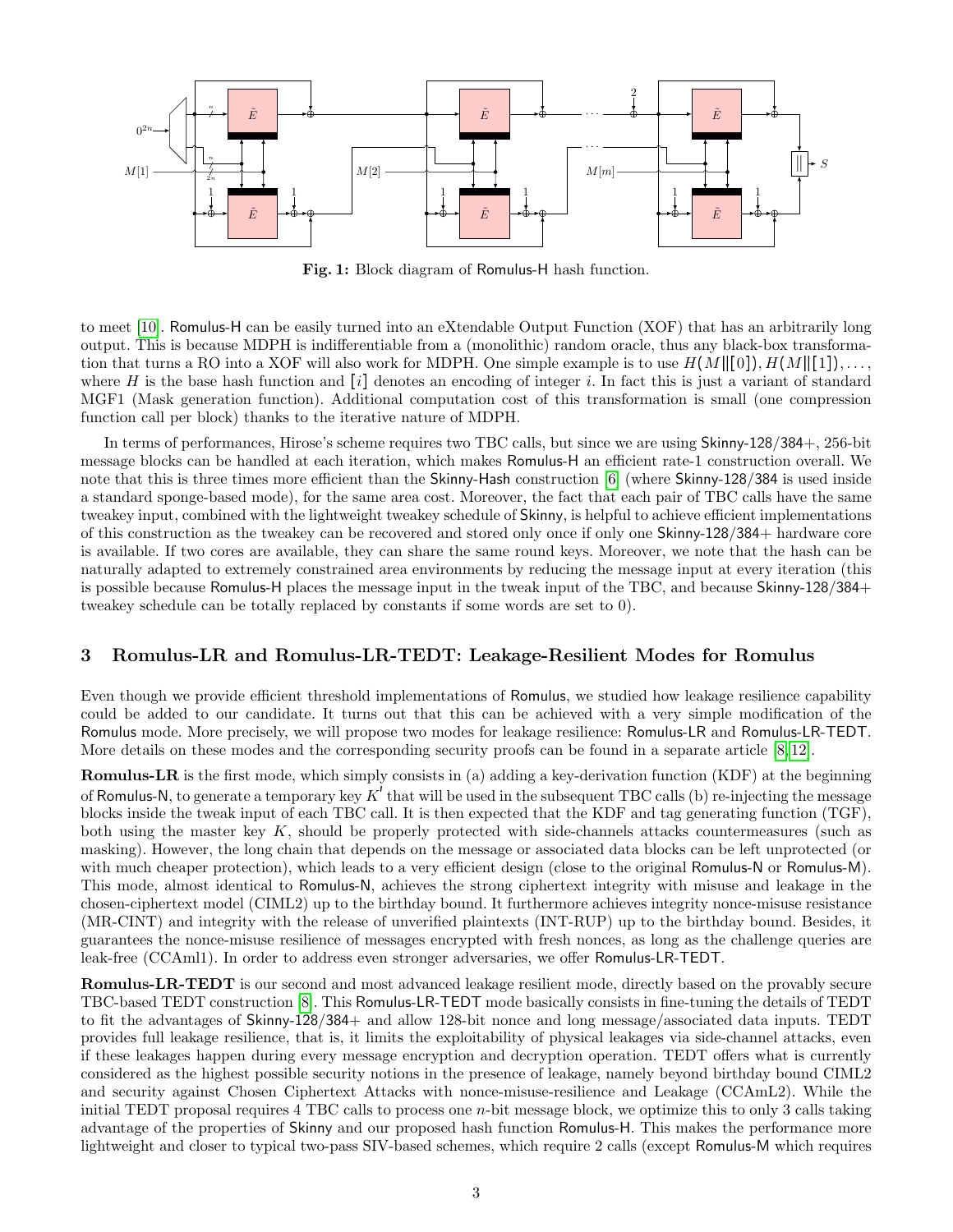**Fig. 1:** Block diagram of Romulus-H hash function.

to meet [10]. Romulus-H can be easily turned into an eXtendable Output Function (XOF) that has an arbitrarily long output. This is because MDPH is indifferentiable from a (monolithic) random oracle, thus any black-box transformation that turns a RO into a XOF will also work for MDPH. One simple example is to use $H(M\|[0]), H(M\|[1]), \ldots,$ where $H$ is the base hash function and $[i]$ denotes an encoding of integer $i$. In fact this is just a variant of standard MGF1 (Mask generation function). Additional computation cost of this transformation is small (one compression function call per block) thanks to the iterative nature of MDPH.

In terms of performances, Hirose's scheme requires two TBC calls, but since we are using Skinny-128/384+, 256-bit message blocks can be handled at each iteration, which makes Romulus-H an efficient rate-1 construction overall. We note that this is three times more efficient than the Skinny-Hash construction [6] (where Skinny-128/384 is used inside a standard sponge-based mode), for the same area cost. Moreover, the fact that each pair of TBC calls have the same tweakey input, combined with the lightweight tweakey schedule of Skinny, is helpful to achieve efficient implementations of this construction as the tweakey can be recovered and stored only once if only one Skinny-128/384+ hardware core is available. If two cores are available, they can share the same round keys. Moreover, we note that the hash can be naturally adapted to extremely constrained area environments by reducing the message input at every iteration (this is possible because Romulus-H places the message input in the tweak input of the TBC, and because Skinny-128/384+ tweakey schedule can be totally replaced by constants if some words are set to 0).

## 3 Romulus-LR and Romulus-LR-TEDT: Leakage-Resilient Modes for Romulus

Even though we provide efficient threshold implementations of Romulus, we studied how leakage resilience capability could be added to our candidate. It turns out that this can be achieved with a very simple modification of the Romulus mode. More precisely, we will propose two modes for leakage resilience: Romulus-LR and Romulus-LR-TEDT. More details on these modes and the corresponding security proofs can be found in a separate article [8,12].

**Romulus-LR** is the first mode, which simply consists in (a) adding a key-derivation function (KDF) at the beginning of Romulus-N, to generate a temporary key $K'$ that will be used in the subsequent TBC calls (b) re-injecting the message blocks inside the tweak input of each TBC call. It is then expected that the KDF and tag generating function (TGF), both using the master key $K$, should be properly protected with side-channels attacks countermeasures (such as masking). However, the long chain that depends on the message or associated data blocks can be left unprotected (or with much cheaper protection), which leads to a very efficient design (close to the original Romulus-N or Romulus-M). This mode, almost identical to Romulus-N, achieves the strong ciphertext integrity with misuse and leakage in the chosen-ciphertext model (CIML2) up to the birthday bound. It furthermore achieves integrity nonce-misuse resistance (MR-CINT) and integrity with the release of unverified plaintexts (INT-RUP) up to the birthday bound. Besides, it guarantees the nonce-misuse resilience of messages encrypted with fresh nonces, as long as the challenge queries are leak-free (CCAml1). In order to address even stronger adversaries, we offer Romulus-LR-TEDT.

**Romulus-LR-TEDT** is our second and most advanced leakage resilient mode, directly based on the provably secure TBC-based TEDT construction [8]. This Romulus-LR-TEDT mode basically consists in fine-tuning the details of TEDT to fit the advantages of Skinny-128/384+ and allow 128-bit nonce and long message/associated data inputs. TEDT provides full leakage resilience, that is, it limits the exploitability of physical leakages via side-channel attacks, even if these leakages happen during every message encryption and decryption operation. TEDT offers what is currently considered as the highest possible security notions in the presence of leakage, namely beyond birthday bound CIML2 and security against Chosen Ciphertext Attacks with nonce-misuse-resilience and Leakage (CCAmL2). While the initial TEDT proposal requires 4 TBC calls to process one $n$-bit message block, we optimize this to only 3 calls taking advantage of the properties of Skinny and our proposed hash function Romulus-H. This makes the performance more lightweight and closer to typical two-pass SIV-based schemes, which require 2 calls (except Romulus-M which requires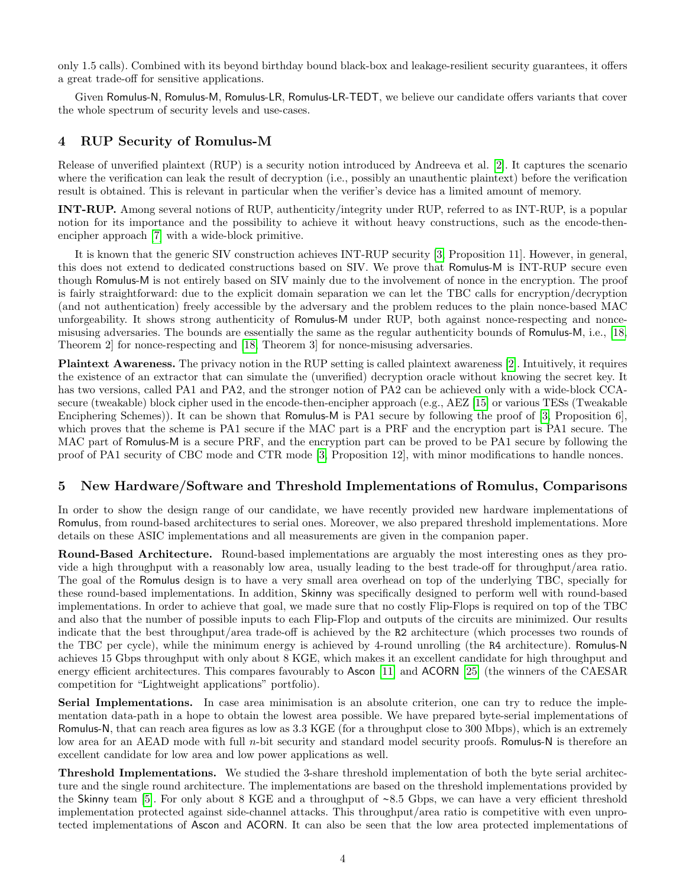only 1.5 calls). Combined with its beyond birthday bound black-box and leakage-resilient security guarantees, it offers a great trade-off for sensitive applications.

Given Romulus-N, Romulus-M, Romulus-LR, Romulus-LR-TEDT, we believe our candidate offers variants that cover the whole spectrum of security levels and use-cases.

## 4 RUP Security of Romulus-M

Release of unverified plaintext (RUP) is a security notion introduced by Andreeva et al. [2]. It captures the scenario where the verification can leak the result of decryption (i.e., possibly an unauthentic plaintext) before the verification result is obtained. This is relevant in particular when the verifier's device has a limited amount of memory.

**INT-RUP.** Among several notions of RUP, authenticity/integrity under RUP, referred to as INT-RUP, is a popular notion for its importance and the possibility to achieve it without heavy constructions, such as the encode-then-encipher approach [7] with a wide-block primitive.

It is known that the generic SIV construction achieves INT-RUP security [3, Proposition 11]. However, in general, this does not extend to dedicated constructions based on SIV. We prove that Romulus-M is INT-RUP secure even though Romulus-M is not entirely based on SIV mainly due to the involvement of nonce in the encryption. The proof is fairly straightforward: due to the explicit domain separation we can let the TBC calls for encryption/decryption (and not authentication) freely accessible by the adversary and the problem reduces to the plain nonce-based MAC unforgeability. It shows strong authenticity of Romulus-M under RUP, both against nonce-respecting and nonce-misusing adversaries. The bounds are essentially the same as the regular authenticity bounds of Romulus-M, i.e., [18, Theorem 2] for nonce-respecting and [18, Theorem 3] for nonce-misusing adversaries.

**Plaintext Awareness.** The privacy notion in the RUP setting is called plaintext awareness [2]. Intuitively, it requires the existence of an extractor that can simulate the (unverified) decryption oracle without knowing the secret key. It has two versions, called PA1 and PA2, and the stronger notion of PA2 can be achieved only with a wide-block CCA-secure (tweakable) block cipher used in the encode-then-encipher approach (e.g., AEZ [15] or various TESs (Tweakable Enciphering Schemes)). It can be shown that Romulus-M is PA1 secure by following the proof of [3, Proposition 6], which proves that the scheme is PA1 secure if the MAC part is a PRF and the encryption part is PA1 secure. The MAC part of Romulus-M is a secure PRF, and the encryption part can be proved to be PA1 secure by following the proof of PA1 security of CBC mode and CTR mode [3, Proposition 12], with minor modifications to handle nonces.

## 5 New Hardware/Software and Threshold Implementations of Romulus, Comparisons

In order to show the design range of our candidate, we have recently provided new hardware implementations of Romulus, from round-based architectures to serial ones. Moreover, we also prepared threshold implementations. More details on these ASIC implementations and all measurements are given in the companion paper.

**Round-Based Architecture.** Round-based implementations are arguably the most interesting ones as they provide a high throughput with a reasonably low area, usually leading to the best trade-off for throughput/area ratio. The goal of the Romulus design is to have a very small area overhead on top of the underlying TBC, specially for these round-based implementations. In addition, Skinny was specifically designed to perform well with round-based implementations. In order to achieve that goal, we made sure that no costly Flip-Flops is required on top of the TBC and also that the number of possible inputs to each Flip-Flop and outputs of the circuits are minimized. Our results indicate that the best throughput/area trade-off is achieved by the R2 architecture (which processes two rounds of the TBC per cycle), while the minimum energy is achieved by 4-round unrolling (the R4 architecture). Romulus-N achieves 15 Gbps throughput with only about 8 KGE, which makes it an excellent candidate for high throughput and energy efficient architectures. This compares favourably to Ascon [11] and ACORN [25] (the winners of the CAESAR competition for "Lightweight applications" portfolio).

**Serial Implementations.** In case area minimisation is an absolute criterion, one can try to reduce the implementation data-path in a hope to obtain the lowest area possible. We have prepared byte-serial implementations of Romulus-N, that can reach area figures as low as 3.3 KGE (for a throughput close to 300 Mbps), which is an extremely low area for an AEAD mode with full $n$-bit security and standard model security proofs. Romulus-N is therefore an excellent candidate for low area and low power applications as well.

**Threshold Implementations.** We studied the 3-share threshold implementation of both the byte serial architecture and the single round architecture. The implementations are based on the threshold implementations provided by the Skinny team [5]. For only about 8 KGE and a throughput of ~8.5 Gbps, we can have a very efficient threshold implementation protected against side-channel attacks. This throughput/area ratio is competitive with even unprotected implementations of Ascon and ACORN. It can also be seen that the low area protected implementations of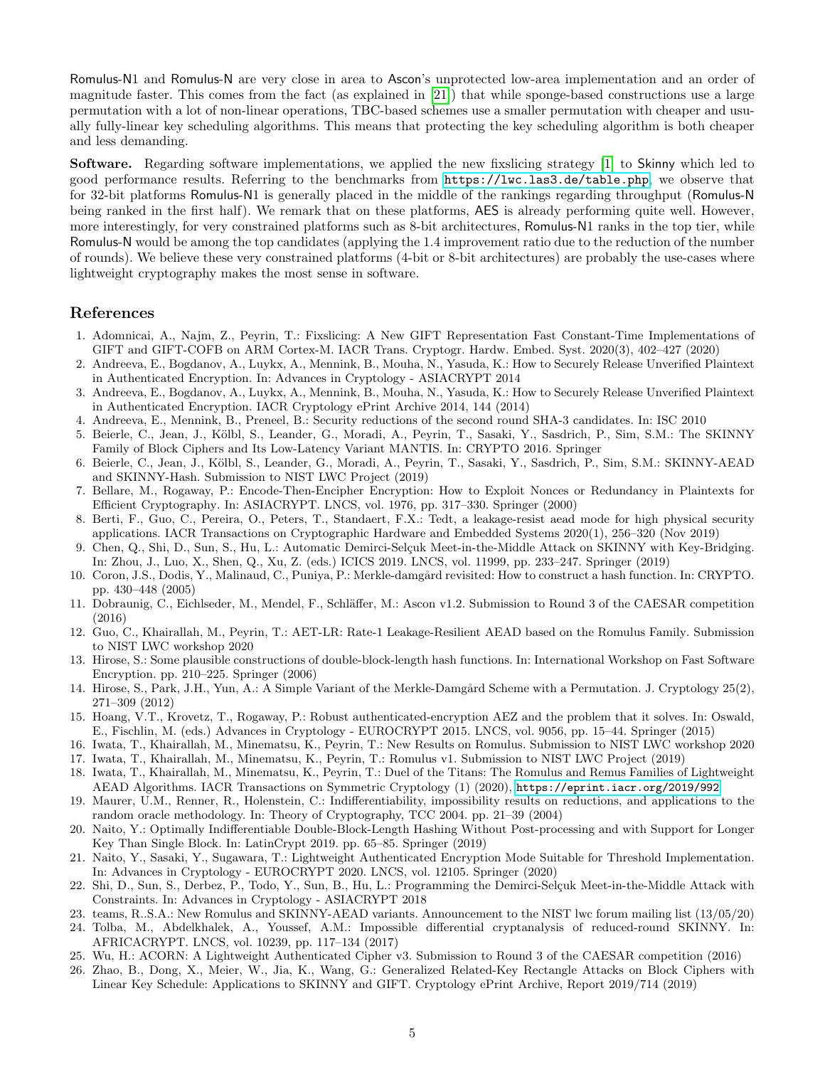Romulus-N1 and Romulus-N are very close in area to Ascon's unprotected low-area implementation and an order of magnitude faster. This comes from the fact (as explained in [21]) that while sponge-based constructions use a large permutation with a lot of non-linear operations, TBC-based schemes use a smaller permutation with cheaper and usually fully-linear key scheduling algorithms. This means that protecting the key scheduling algorithm is both cheaper and less demanding.

**Software.** Regarding software implementations, we applied the new fixslicing strategy [1] to Skinny which led to good performance results. Referring to the benchmarks from https://lwc.las3.de/table.php, we observe that for 32-bit platforms Romulus-N1 is generally placed in the middle of the rankings regarding throughput (Romulus-N being ranked in the first half). We remark that on these platforms, AES is already performing quite well. However, more interestingly, for very constrained platforms such as 8-bit architectures, Romulus-N1 ranks in the top tier, while Romulus-N would be among the top candidates (applying the 1.4 improvement ratio due to the reduction of the number of rounds). We believe these very constrained platforms (4-bit or 8-bit architectures) are probably the use-cases where lightweight cryptography makes the most sense in software.

## References

1. Adomnicai, A., Najm, Z., Peyrin, T.: Fixslicing: A New GIFT Representation Fast Constant-Time Implementations of GIFT and GIFT-COFB on ARM Cortex-M. IACR Trans. Cryptogr. Hardw. Embed. Syst. 2020(3), 402–427 (2020)
2. Andreeva, E., Bogdanov, A., Luykx, A., Mennink, B., Mouha, N., Yasuda, K.: How to Securely Release Unverified Plaintext in Authenticated Encryption. In: Advances in Cryptology - ASIACRYPT 2014
3. Andreeva, E., Bogdanov, A., Luykx, A., Mennink, B., Mouha, N., Yasuda, K.: How to Securely Release Unverified Plaintext in Authenticated Encryption. IACR Cryptology ePrint Archive 2014, 144 (2014)
4. Andreeva, E., Mennink, B., Preneel, B.: Security reductions of the second round SHA-3 candidates. In: ISC 2010
5. Beierle, C., Jean, J., Kölbl, S., Leander, G., Moradi, A., Peyrin, T., Sasaki, Y., Sasdrich, P., Sim, S.M.: The SKINNY Family of Block Ciphers and Its Low-Latency Variant MANTIS. In: CRYPTO 2016. Springer
6. Beierle, C., Jean, J., Kölbl, S., Leander, G., Moradi, A., Peyrin, T., Sasaki, Y., Sasdrich, P., Sim, S.M.: SKINNY-AEAD and SKINNY-Hash. Submission to NIST LWC Project (2019)
7. Bellare, M., Rogaway, P.: Encode-Then-Encipher Encryption: How to Exploit Nonces or Redundancy in Plaintexts for Efficient Cryptography. In: ASIACRYPT. LNCS, vol. 1976, pp. 317–330. Springer (2000)
8. Berti, F., Guo, C., Pereira, O., Peters, T., Standaert, F.X.: Tedt, a leakage-resist aead mode for high physical security applications. IACR Transactions on Cryptographic Hardware and Embedded Systems 2020(1), 256–320 (Nov 2019)
9. Chen, Q., Shi, D., Sun, S., Hu, L.: Automatic Demirci-Selçuk Meet-in-the-Middle Attack on SKINNY with Key-Bridging. In: Zhou, J., Luo, X., Shen, Q., Xu, Z. (eds.) ICICS 2019. LNCS, vol. 11999, pp. 233–247. Springer (2019)
10. Coron, J.S., Dodis, Y., Malinaud, C., Puniya, P.: Merkle-damgård revisited: How to construct a hash function. In: CRYPTO. pp. 430–448 (2005)
11. Dobraunig, C., Eichlseder, M., Mendel, F., Schläffer, M.: Ascon v1.2. Submission to Round 3 of the CAESAR competition (2016)
12. Guo, C., Khairallah, M., Peyrin, T.: AET-LR: Rate-1 Leakage-Resilient AEAD based on the Romulus Family. Submission to NIST LWC workshop 2020
13. Hirose, S.: Some plausible constructions of double-block-length hash functions. In: International Workshop on Fast Software Encryption. pp. 210–225. Springer (2006)
14. Hirose, S., Park, J.H., Yun, A.: A Simple Variant of the Merkle-Damgård Scheme with a Permutation. J. Cryptology 25(2), 271–309 (2012)
15. Hoang, V.T., Krovetz, T., Rogaway, P.: Robust authenticated-encryption AEZ and the problem that it solves. In: Oswald, E., Fischlin, M. (eds.) Advances in Cryptology - EUROCRYPT 2015. LNCS, vol. 9056, pp. 15–44. Springer (2015)
16. Iwata, T., Khairallah, M., Minematsu, K., Peyrin, T.: New Results on Romulus. Submission to NIST LWC workshop 2020
17. Iwata, T., Khairallah, M., Minematsu, K., Peyrin, T.: Romulus v1. Submission to NIST LWC Project (2019)
18. Iwata, T., Khairallah, M., Minematsu, K., Peyrin, T.: Duel of the Titans: The Romulus and Remus Families of Lightweight AEAD Algorithms. IACR Transactions on Symmetric Cryptology (1) (2020), https://eprint.iacr.org/2019/992
19. Maurer, U.M., Renner, R., Holenstein, C.: Indifferentiability, impossibility results on reductions, and applications to the random oracle methodology. In: Theory of Cryptography, TCC 2004. pp. 21–39 (2004)
20. Naito, Y.: Optimally Indifferentiable Double-Block-Length Hashing Without Post-processing and with Support for Longer Key Than Single Block. In: LatinCrypt 2019. pp. 65–85. Springer (2019)
21. Naito, Y., Sasaki, Y., Sugawara, T.: Lightweight Authenticated Encryption Mode Suitable for Threshold Implementation. In: Advances in Cryptology - EUROCRYPT 2020. LNCS, vol. 12105. Springer (2020)
22. Shi, D., Sun, S., Derbez, P., Todo, Y., Sun, B., Hu, L.: Programming the Demirci-Selçuk Meet-in-the-Middle Attack with Constraints. In: Advances in Cryptology - ASIACRYPT 2018
23. teams, R..S.A.: New Romulus and SKINNY-AEAD variants. Announcement to the NIST lwc forum mailing list (13/05/20)
24. Tolba, M., Abdelkhalek, A., Youssef, A.M.: Impossible differential cryptanalysis of reduced-round SKINNY. In: AFRICACRYPT. LNCS, vol. 10239, pp. 117–134 (2017)
25. Wu, H.: ACORN: A Lightweight Authenticated Cipher v3. Submission to Round 3 of the CAESAR competition (2016)
26. Zhao, B., Dong, X., Meier, W., Jia, K., Wang, G.: Generalized Related-Key Rectangle Attacks on Block Ciphers with Linear Key Schedule: Applications to SKINNY and GIFT. Cryptology ePrint Archive, Report 2019/714 (2019)